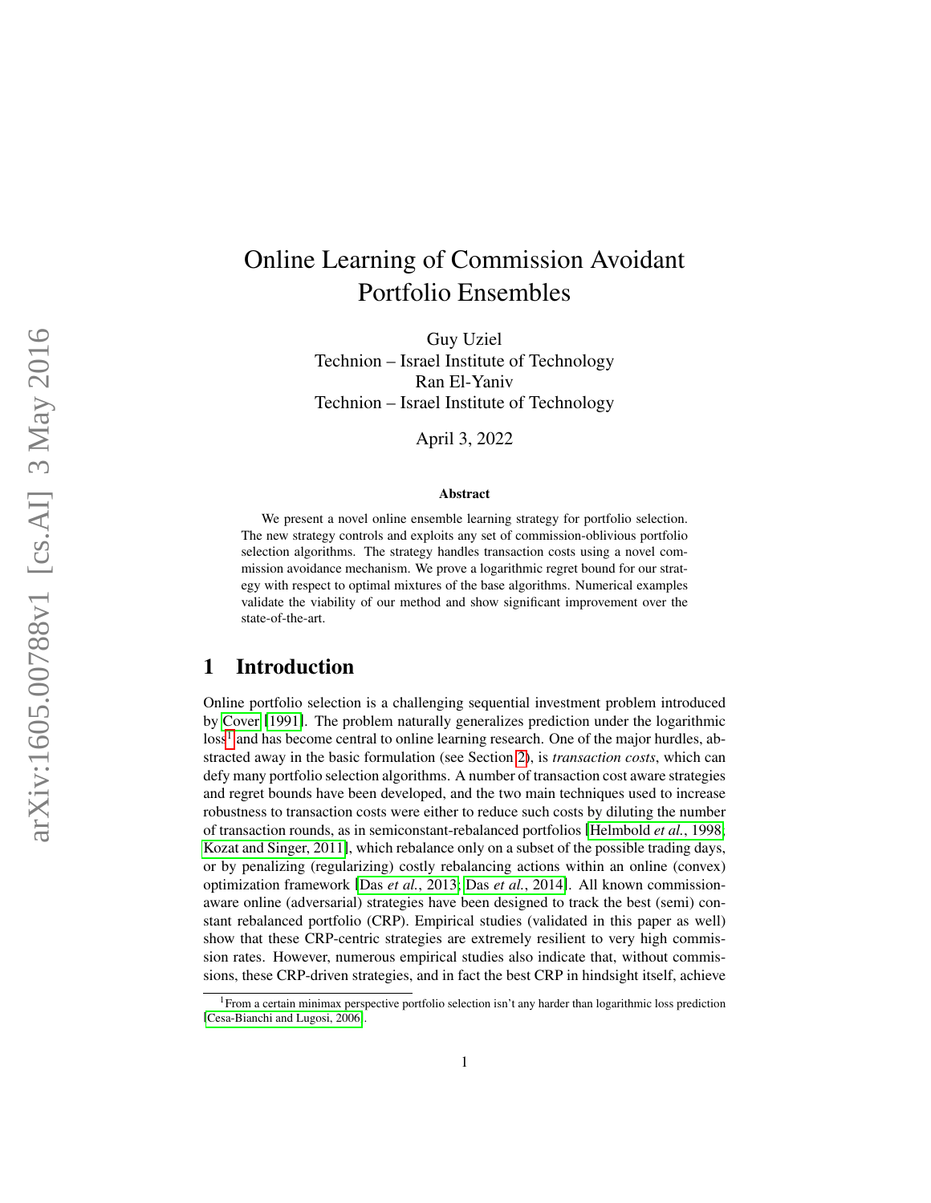# Online Learning of Commission Avoidant Portfolio Ensembles

Guy Uziel
Technion – Israel Institute of Technology
Ran El-Yaniv
Technion – Israel Institute of Technology

April 3, 2022

### Abstract

We present a novel online ensemble learning strategy for portfolio selection. The new strategy controls and exploits any set of commission-oblivious portfolio selection algorithms. The strategy handles transaction costs using a novel commission avoidance mechanism. We prove a logarithmic regret bound for our strategy with respect to optimal mixtures of the base algorithms. Numerical examples validate the viability of our method and show significant improvement over the state-of-the-art.

## 1 Introduction

Online portfolio selection is a challenging sequential investment problem introduced by Cover [1991]. The problem naturally generalizes prediction under the logarithmic loss[1] and has become central to online learning research. One of the major hurdles, abstracted away in the basic formulation (see Section 2), is *transaction costs*, which can defy many portfolio selection algorithms. A number of transaction cost aware strategies and regret bounds have been developed, and the two main techniques used to increase robustness to transaction costs were either to reduce such costs by diluting the number of transaction rounds, as in semiconstant-rebalanced portfolios [Helmbold *et al.*, 1998; Kozat and Singer, 2011], which rebalance only on a subset of the possible trading days, or by penalizing (regularizing) costly rebalancing actions within an online (convex) optimization framework [Das *et al.*, 2013; Das *et al.*, 2014]. All known commission-aware online (adversarial) strategies have been designed to track the best (semi) constant rebalanced portfolio (CRP). Empirical studies (validated in this paper as well) show that these CRP-centric strategies are extremely resilient to very high commission rates. However, numerous empirical studies also indicate that, without commissions, these CRP-driven strategies, and in fact the best CRP in hindsight itself, achieve

[1] From a certain minimax perspective portfolio selection isn't any harder than logarithmic loss prediction [Cesa-Bianchi and Lugosi, 2006].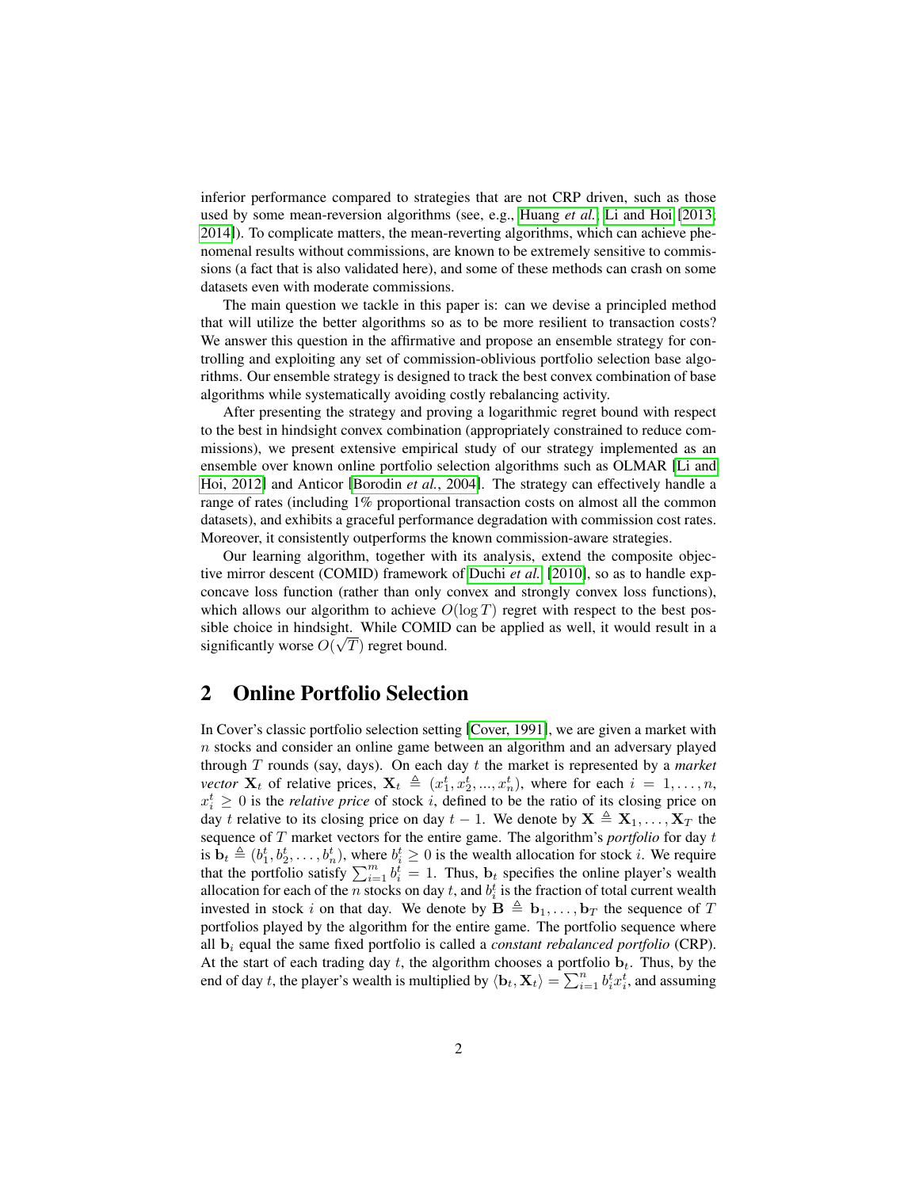inferior performance compared to strategies that are not CRP driven, such as those used by some mean-reversion algorithms (see, e.g., [Huang *et al.*; Li and Hoi [2013; 2014]). To complicate matters, the mean-reverting algorithms, which can achieve phenomenal results without commissions, are known to be extremely sensitive to commissions (a fact that is also validated here), and some of these methods can crash on some datasets even with moderate commissions.

The main question we tackle in this paper is: can we devise a principled method that will utilize the better algorithms so as to be more resilient to transaction costs? We answer this question in the affirmative and propose an ensemble strategy for controlling and exploiting any set of commission-oblivious portfolio selection base algorithms. Our ensemble strategy is designed to track the best convex combination of base algorithms while systematically avoiding costly rebalancing activity.

After presenting the strategy and proving a logarithmic regret bound with respect to the best in hindsight convex combination (appropriately constrained to reduce commissions), we present extensive empirical study of our strategy implemented as an ensemble over known online portfolio selection algorithms such as OLMAR [Li and Hoi, 2012] and Anticor [Borodin *et al.*, 2004]. The strategy can effectively handle a range of rates (including 1% proportional transaction costs on almost all the common datasets), and exhibits a graceful performance degradation with commission cost rates. Moreover, it consistently outperforms the known commission-aware strategies.

Our learning algorithm, together with its analysis, extend the composite objective mirror descent (COMID) framework of Duchi *et al.* [2010], so as to handle exp-concave loss function (rather than only convex and strongly convex loss functions), which allows our algorithm to achieve $O(\log T)$ regret with respect to the best possible choice in hindsight. While COMID can be applied as well, it would result in a significantly worse $O(\sqrt{T})$ regret bound.

## 2 Online Portfolio Selection

In Cover's classic portfolio selection setting [Cover, 1991], we are given a market with $n$ stocks and consider an online game between an algorithm and an adversary played through $T$ rounds (say, days). On each day $t$ the market is represented by a *market vector* $\mathbf{X}_t$ of relative prices, $\mathbf{X}_t \triangleq (x_1^t, x_2^t, ..., x_n^t)$, where for each $i = 1, \ldots, n$, $x_i^t \geq 0$ is the *relative price* of stock $i$, defined to be the ratio of its closing price on day $t$ relative to its closing price on day $t-1$. We denote by $\mathbf{X} \triangleq \mathbf{X}_1, \ldots, \mathbf{X}_T$ the sequence of $T$ market vectors for the entire game. The algorithm's *portfolio* for day $t$ is $\mathbf{b}_t \triangleq (b_1^t, b_2^t, \ldots, b_n^t)$, where $b_i^t \geq 0$ is the wealth allocation for stock $i$. We require that the portfolio satisfy $\sum_{i=1}^m b_i^t = 1$. Thus, $\mathbf{b}_t$ specifies the online player's wealth allocation for each of the $n$ stocks on day $t$, and $b_i^t$ is the fraction of total current wealth invested in stock $i$ on that day. We denote by $\mathbf{B} \triangleq \mathbf{b}_1, \ldots, \mathbf{b}_T$ the sequence of $T$ portfolios played by the algorithm for the entire game. The portfolio sequence where all $\mathbf{b}_i$ equal the same fixed portfolio is called a *constant rebalanced portfolio* (CRP). At the start of each trading day $t$, the algorithm chooses a portfolio $\mathbf{b}_t$. Thus, by the end of day $t$, the player's wealth is multiplied by $\langle \mathbf{b}_t, \mathbf{X}_t \rangle = \sum_{i=1}^n b_i^t x_i^t$, and assuming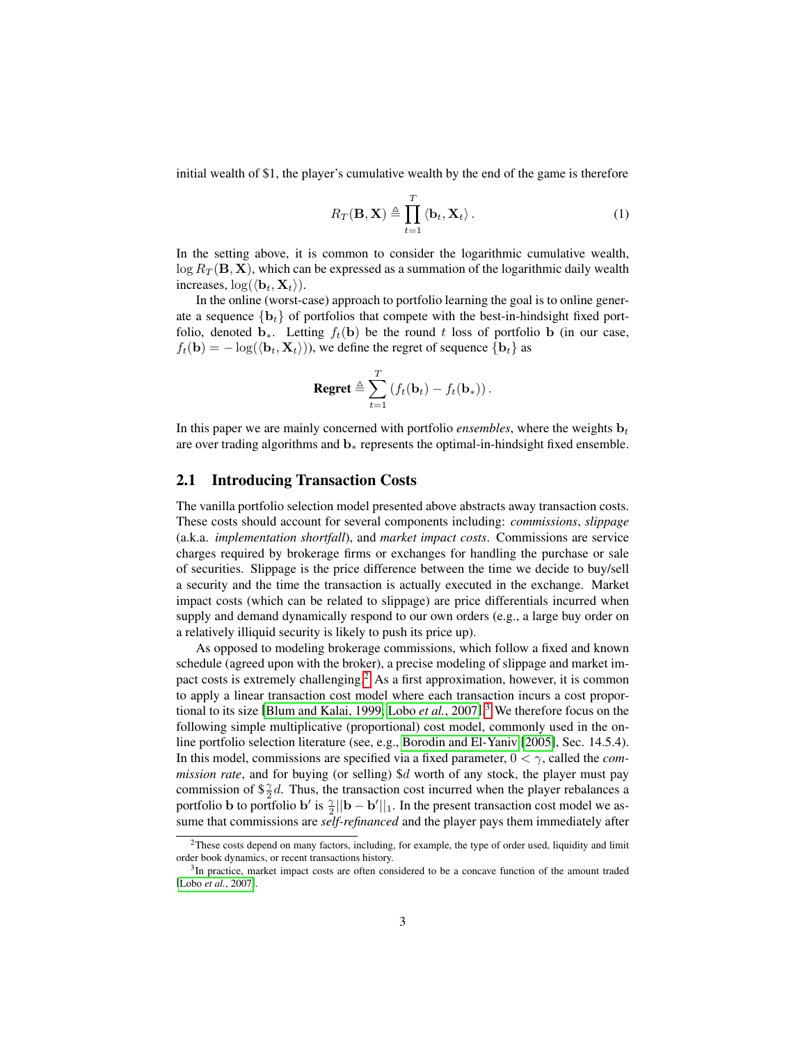initial wealth of \$1, the player's cumulative wealth by the end of the game is therefore

$$R_T(\mathbf{B}, \mathbf{X}) \triangleq \prod_{t=1}^{T} \langle \mathbf{b}_t, \mathbf{X}_t \rangle . \tag{1}$$

In the setting above, it is common to consider the logarithmic cumulative wealth, $\log R_T(\mathbf{B}, \mathbf{X})$, which can be expressed as a summation of the logarithmic daily wealth increases, $\log(\langle \mathbf{b}_t, \mathbf{X}_t \rangle)$.

In the online (worst-case) approach to portfolio learning the goal is to online generate a sequence $\{\mathbf{b}_t\}$ of portfolios that compete with the best-in-hindsight fixed portfolio, denoted $\mathbf{b}_*$. Letting $f_t(\mathbf{b})$ be the round $t$ loss of portfolio $\mathbf{b}$ (in our case, $f_t(\mathbf{b}) = -\log(\langle \mathbf{b}_t, \mathbf{X}_t \rangle)$), we define the regret of sequence $\{\mathbf{b}_t\}$ as

$$\textbf{Regret} \triangleq \sum_{t=1}^{T} \left( f_t(\mathbf{b}_t) - f_t(\mathbf{b}_*) \right) .$$

In this paper we are mainly concerned with portfolio *ensembles*, where the weights $\mathbf{b}_t$ are over trading algorithms and $\mathbf{b}_*$ represents the optimal-in-hindsight fixed ensemble.

## 2.1 Introducing Transaction Costs

The vanilla portfolio selection model presented above abstracts away transaction costs. These costs should account for several components including: *commissions*, *slippage* (a.k.a. *implementation shortfall*), and *market impact costs*. Commissions are service charges required by brokerage firms or exchanges for handling the purchase or sale of securities. Slippage is the price difference between the time we decide to buy/sell a security and the time the transaction is actually executed in the exchange. Market impact costs (which can be related to slippage) are price differentials incurred when supply and demand dynamically respond to our own orders (e.g., a large buy order on a relatively illiquid security is likely to push its price up).

As opposed to modeling brokerage commissions, which follow a fixed and known schedule (agreed upon with the broker), a precise modeling of slippage and market impact costs is extremely challenging.[2] As a first approximation, however, it is common to apply a linear transaction cost model where each transaction incurs a cost proportional to its size [Blum and Kalai, 1999; Lobo *et al.*, 2007].[3] We therefore focus on the following simple multiplicative (proportional) cost model, commonly used in the online portfolio selection literature (see, e.g., Borodin and El-Yaniv [2005], Sec. 14.5.4). In this model, commissions are specified via a fixed parameter, $0 < \gamma$, called the *commission rate*, and for buying (or selling) \$$d$ worth of any stock, the player must pay commission of \$$\frac{\gamma}{2}d$. Thus, the transaction cost incurred when the player rebalances a portfolio $\mathbf{b}$ to portfolio $\mathbf{b}'$ is $\frac{\gamma}{2}||\mathbf{b} - \mathbf{b}'||_1$. In the present transaction cost model we assume that commissions are *self-refinanced* and the player pays them immediately after

[2] These costs depend on many factors, including, for example, the type of order used, liquidity and limit order book dynamics, or recent transactions history.

[3] In practice, market impact costs are often considered to be a concave function of the amount traded [Lobo *et al.*, 2007].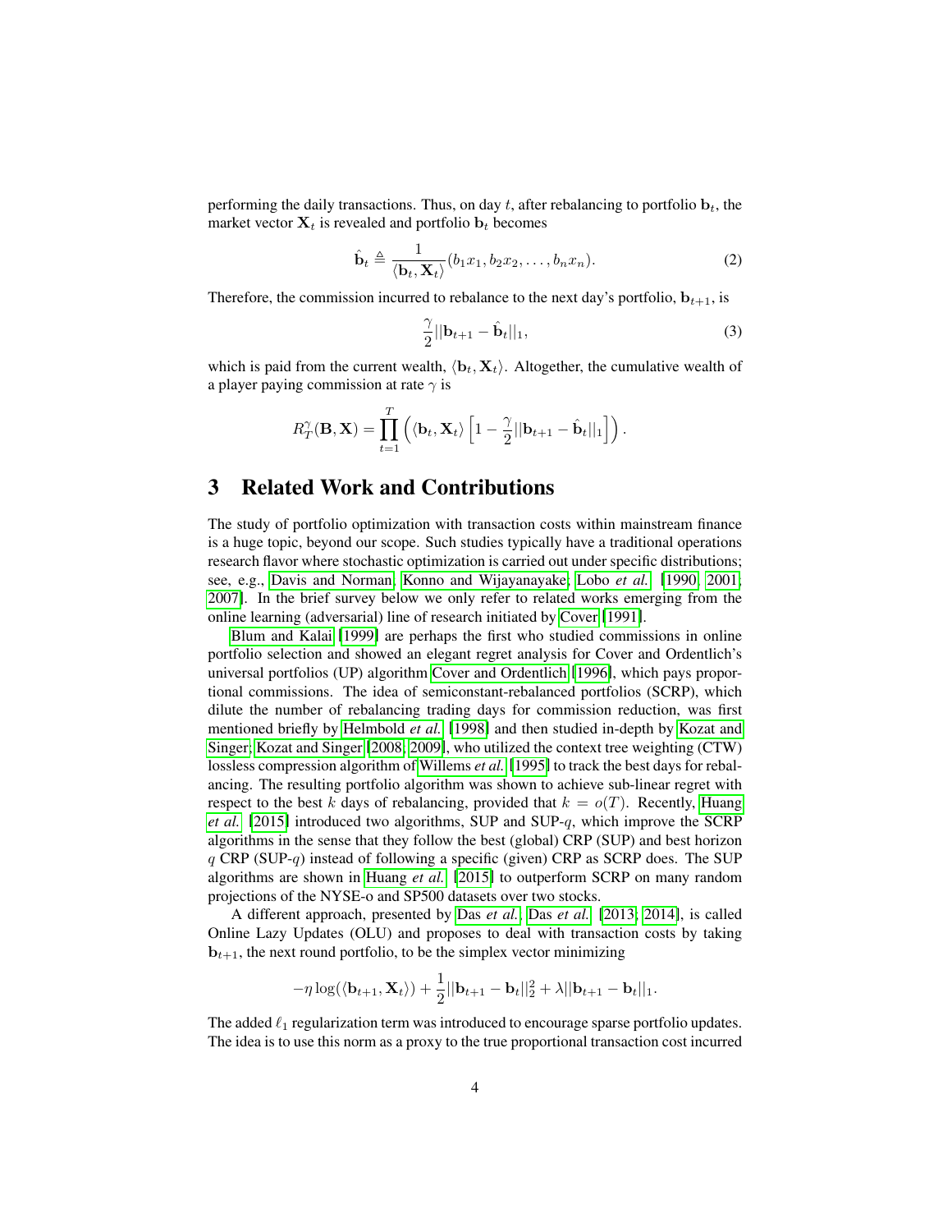performing the daily transactions. Thus, on day $t$, after rebalancing to portfolio $\mathbf{b}_t$, the market vector $\mathbf{X}_t$ is revealed and portfolio $\mathbf{b}_t$ becomes

$$\hat{\mathbf{b}}_t \triangleq \frac{1}{\langle \mathbf{b}_t, \mathbf{X}_t \rangle}(b_1 x_1, b_2 x_2, \ldots, b_n x_n). \tag{2}$$

Therefore, the commission incurred to rebalance to the next day's portfolio, $\mathbf{b}_{t+1}$, is

$$\frac{\gamma}{2}||\mathbf{b}_{t+1} - \hat{\mathbf{b}}_t||_1, \tag{3}$$

which is paid from the current wealth, $\langle \mathbf{b}_t, \mathbf{X}_t \rangle$. Altogether, the cumulative wealth of a player paying commission at rate $\gamma$ is

$$R_T^{\gamma}(\mathbf{B}, \mathbf{X}) = \prod_{t=1}^{T} \left( \langle \mathbf{b}_t, \mathbf{X}_t \rangle \left[ 1 - \frac{\gamma}{2}||\mathbf{b}_{t+1} - \hat{\mathbf{b}}_t||_1 \right] \right).$$

## 3 Related Work and Contributions

The study of portfolio optimization with transaction costs within mainstream finance is a huge topic, beyond our scope. Such studies typically have a traditional operations research flavor where stochastic optimization is carried out under specific distributions; see, e.g., Davis and Norman; Konno and Wijayanayake; Lobo *et al.* [1990; 2001; 2007]. In the brief survey below we only refer to related works emerging from the online learning (adversarial) line of research initiated by Cover [1991].

Blum and Kalai [1999] are perhaps the first who studied commissions in online portfolio selection and showed an elegant regret analysis for Cover and Ordentlich's universal portfolios (UP) algorithm Cover and Ordentlich [1996], which pays proportional commissions. The idea of semiconstant-rebalanced portfolios (SCRP), which dilute the number of rebalancing trading days for commission reduction, was first mentioned briefly by Helmbold *et al.* [1998] and then studied in-depth by Kozat and Singer; Kozat and Singer [2008; 2009], who utilized the context tree weighting (CTW) lossless compression algorithm of Willems *et al.* [1995] to track the best days for rebalancing. The resulting portfolio algorithm was shown to achieve sub-linear regret with respect to the best $k$ days of rebalancing, provided that $k = o(T)$. Recently, Huang *et al.* [2015] introduced two algorithms, SUP and SUP-$q$, which improve the SCRP algorithms in the sense that they follow the best (global) CRP (SUP) and best horizon $q$ CRP (SUP-$q$) instead of following a specific (given) CRP as SCRP does. The SUP algorithms are shown in Huang *et al.* [2015] to outperform SCRP on many random projections of the NYSE-o and SP500 datasets over two stocks.

A different approach, presented by Das *et al.*; Das *et al.* [2013; 2014], is called Online Lazy Updates (OLU) and proposes to deal with transaction costs by taking $\mathbf{b}_{t+1}$, the next round portfolio, to be the simplex vector minimizing

$$-\eta \log(\langle \mathbf{b}_{t+1}, \mathbf{X}_t \rangle) + \frac{1}{2}||\mathbf{b}_{t+1} - \mathbf{b}_t||_2^2 + \lambda||\mathbf{b}_{t+1} - \mathbf{b}_t||_1.$$

The added $\ell_1$ regularization term was introduced to encourage sparse portfolio updates. The idea is to use this norm as a proxy to the true proportional transaction cost incurred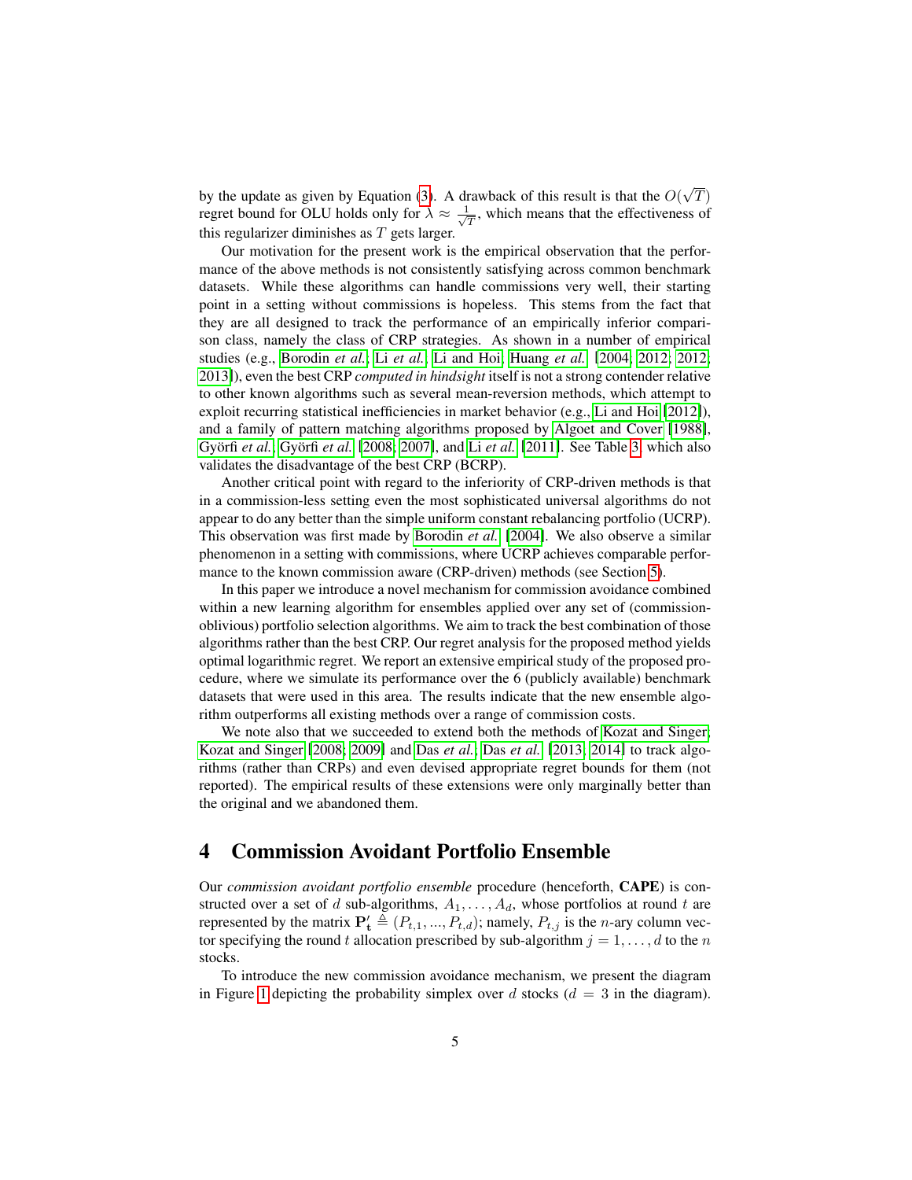by the update as given by Equation (3). A drawback of this result is that the $O(\sqrt{T})$ regret bound for OLU holds only for $\lambda \approx \frac{1}{\sqrt{T}}$, which means that the effectiveness of this regularizer diminishes as $T$ gets larger.

Our motivation for the present work is the empirical observation that the performance of the above methods is not consistently satisfying across common benchmark datasets. While these algorithms can handle commissions very well, their starting point in a setting without commissions is hopeless. This stems from the fact that they are all designed to track the performance of an empirically inferior comparison class, namely the class of CRP strategies. As shown in a number of empirical studies (e.g., Borodin *et al.*; Li *et al.*; Li and Hoi; Huang *et al.* [2004; 2012; 2012; 2013]), even the best CRP *computed in hindsight* itself is not a strong contender relative to other known algorithms such as several mean-reversion methods, which attempt to exploit recurring statistical inefficiencies in market behavior (e.g., Li and Hoi [2012]), and a family of pattern matching algorithms proposed by Algoet and Cover [1988], Györfi *et al.*; Györfi *et al.* [2008; 2007], and Li *et al.* [2011]. See Table 3, which also validates the disadvantage of the best CRP (BCRP).

Another critical point with regard to the inferiority of CRP-driven methods is that in a commission-less setting even the most sophisticated universal algorithms do not appear to do any better than the simple uniform constant rebalancing portfolio (UCRP). This observation was first made by Borodin *et al.* [2004]. We also observe a similar phenomenon in a setting with commissions, where UCRP achieves comparable performance to the known commission aware (CRP-driven) methods (see Section 5).

In this paper we introduce a novel mechanism for commission avoidance combined within a new learning algorithm for ensembles applied over any set of (commission-oblivious) portfolio selection algorithms. We aim to track the best combination of those algorithms rather than the best CRP. Our regret analysis for the proposed method yields optimal logarithmic regret. We report an extensive empirical study of the proposed procedure, where we simulate its performance over the 6 (publicly available) benchmark datasets that were used in this area. The results indicate that the new ensemble algorithm outperforms all existing methods over a range of commission costs.

We note also that we succeeded to extend both the methods of Kozat and Singer; Kozat and Singer [2008; 2009] and Das *et al.*; Das *et al.* [2013; 2014] to track algorithms (rather than CRPs) and even devised appropriate regret bounds for them (not reported). The empirical results of these extensions were only marginally better than the original and we abandoned them.

# 4 Commission Avoidant Portfolio Ensemble

Our *commission avoidant portfolio ensemble* procedure (henceforth, **CAPE**) is constructed over a set of $d$ sub-algorithms, $A_1, \ldots, A_d$, whose portfolios at round $t$ are represented by the matrix $\mathbf{P}'_\mathbf{t} \triangleq (P_{t,1}, ..., P_{t,d})$; namely, $P_{t,j}$ is the $n$-ary column vector specifying the round $t$ allocation prescribed by sub-algorithm $j = 1, \ldots, d$ to the $n$ stocks.

To introduce the new commission avoidance mechanism, we present the diagram in Figure 1 depicting the probability simplex over $d$ stocks ($d = 3$ in the diagram).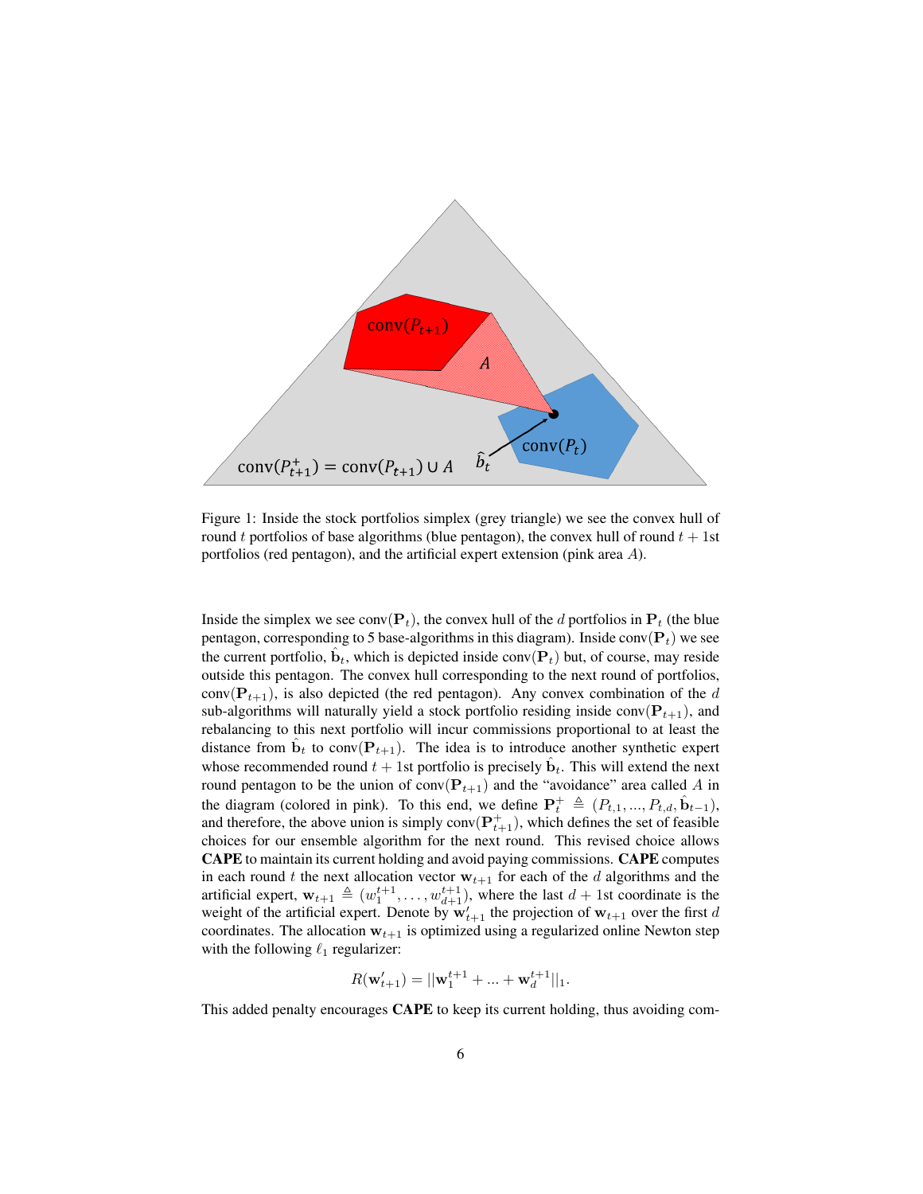Figure 1: Inside the stock portfolios simplex (grey triangle) we see the convex hull of round $t$ portfolios of base algorithms (blue pentagon), the convex hull of round $t+1$st portfolios (red pentagon), and the artificial expert extension (pink area $A$).

Inside the simplex we see $\text{conv}(\mathbf{P}_t)$, the convex hull of the $d$ portfolios in $\mathbf{P}_t$ (the blue pentagon, corresponding to 5 base-algorithms in this diagram). Inside $\text{conv}(\mathbf{P}_t)$ we see the current portfolio, $\hat{\mathbf{b}}_t$, which is depicted inside $\text{conv}(\mathbf{P}_t)$ but, of course, may reside outside this pentagon. The convex hull corresponding to the next round of portfolios, $\text{conv}(\mathbf{P}_{t+1})$, is also depicted (the red pentagon). Any convex combination of the $d$ sub-algorithms will naturally yield a stock portfolio residing inside $\text{conv}(\mathbf{P}_{t+1})$, and rebalancing to this next portfolio will incur commissions proportional to at least the distance from $\hat{\mathbf{b}}_t$ to $\text{conv}(\mathbf{P}_{t+1})$. The idea is to introduce another synthetic expert whose recommended round $t+1$st portfolio is precisely $\hat{\mathbf{b}}_t$. This will extend the next round pentagon to be the union of $\text{conv}(\mathbf{P}_{t+1})$ and the "avoidance" area called $A$ in the diagram (colored in pink). To this end, we define $\mathbf{P}_t^+ \triangleq (P_{t,1}, ..., P_{t,d}, \hat{\mathbf{b}}_{t-1})$, and therefore, the above union is simply $\text{conv}(\mathbf{P}_{t+1}^+)$, which defines the set of feasible choices for our ensemble algorithm for the next round. This revised choice allows **CAPE** to maintain its current holding and avoid paying commissions. **CAPE** computes in each round $t$ the next allocation vector $\mathbf{w}_{t+1}$ for each of the $d$ algorithms and the artificial expert, $\mathbf{w}_{t+1} \triangleq (w_1^{t+1}, \dots, w_{d+1}^{t+1})$, where the last $d+1$st coordinate is the weight of the artificial expert. Denote by $\mathbf{w}'_{t+1}$ the projection of $\mathbf{w}_{t+1}$ over the first $d$ coordinates. The allocation $\mathbf{w}_{t+1}$ is optimized using a regularized online Newton step with the following $\ell_1$ regularizer:

$$R(\mathbf{w}'_{t+1}) = ||\mathbf{w}_1^{t+1} + ... + \mathbf{w}_d^{t+1}||_1.$$

This added penalty encourages **CAPE** to keep its current holding, thus avoiding com-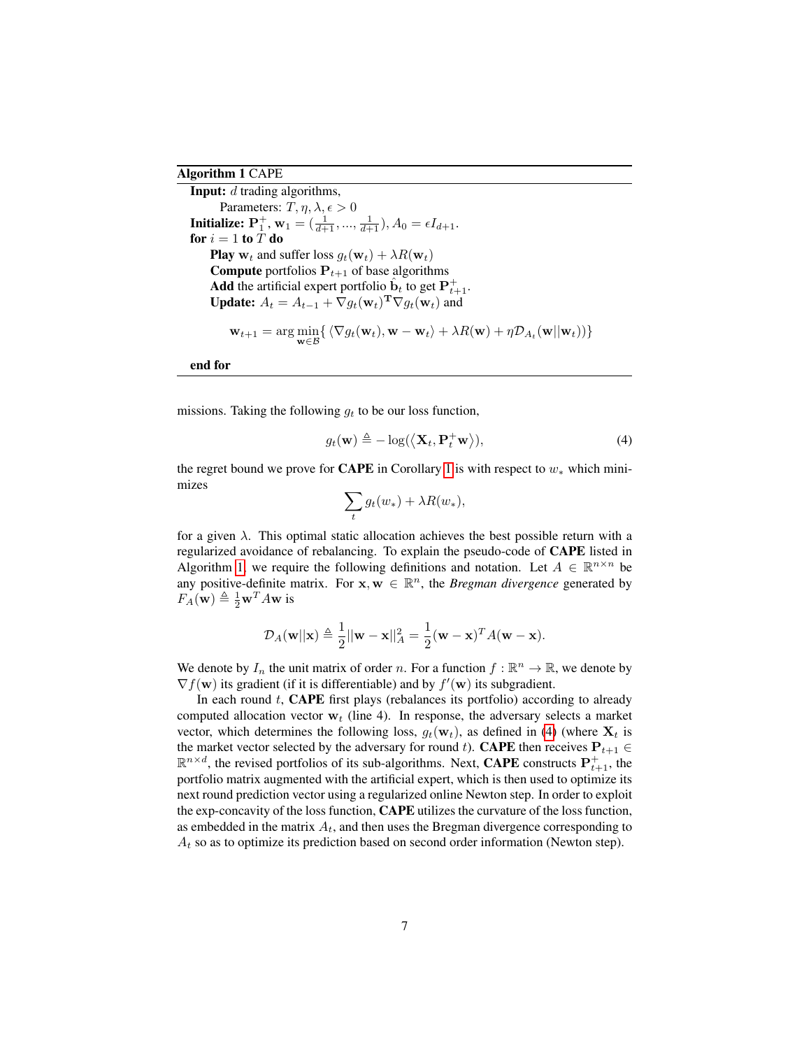**Algorithm 1** CAPE

**Input:** $d$ trading algorithms,
  Parameters: $T, \eta, \lambda, \epsilon > 0$
**Initialize:** $\mathbf{P}_1^+$, $\mathbf{w}_1 = (\frac{1}{d+1}, ..., \frac{1}{d+1})$, $A_0 = \epsilon I_{d+1}$.
**for** $i = 1$ **to** $T$ **do**
  **Play** $\mathbf{w}_t$ and suffer loss $g_t(\mathbf{w}_t) + \lambda R(\mathbf{w}_t)$
  **Compute** portfolios $\mathbf{P}_{t+1}$ of base algorithms
  **Add** the artificial expert portfolio $\hat{\mathbf{b}}_t$ to get $\mathbf{P}_{t+1}^+$.
  **Update:** $A_t = A_{t-1} + \nabla g_t(\mathbf{w}_t)^{\mathbf{T}} \nabla g_t(\mathbf{w}_t)$ and

$$\mathbf{w}_{t+1} = \arg\min_{\mathbf{w} \in \mathcal{B}} \{ \langle \nabla g_t(\mathbf{w}_t), \mathbf{w} - \mathbf{w}_t \rangle + \lambda R(\mathbf{w}) + \eta \mathcal{D}_{A_t}(\mathbf{w} || \mathbf{w}_t) \}$$

**end for**

missions. Taking the following $g_t$ to be our loss function,

$$g_t(\mathbf{w}) \triangleq -\log(\langle \mathbf{X}_t, \mathbf{P}_t^+ \mathbf{w} \rangle), \tag{4}$$

the regret bound we prove for **CAPE** in Corollary 1 is with respect to $w_*$ which minimizes

$$\sum_t g_t(w_*) + \lambda R(w_*),$$

for a given $\lambda$. This optimal static allocation achieves the best possible return with a regularized avoidance of rebalancing. To explain the pseudo-code of **CAPE** listed in Algorithm 1, we require the following definitions and notation. Let $A \in \mathbb{R}^{n \times n}$ be any positive-definite matrix. For $\mathbf{x}, \mathbf{w} \in \mathbb{R}^n$, the *Bregman divergence* generated by $F_A(\mathbf{w}) \triangleq \frac{1}{2} \mathbf{w}^T A \mathbf{w}$ is

$$\mathcal{D}_A(\mathbf{w} || \mathbf{x}) \triangleq \frac{1}{2} ||\mathbf{w} - \mathbf{x}||_A^2 = \frac{1}{2} (\mathbf{w} - \mathbf{x})^T A (\mathbf{w} - \mathbf{x}).$$

We denote by $I_n$ the unit matrix of order $n$. For a function $f : \mathbb{R}^n \to \mathbb{R}$, we denote by $\nabla f(\mathbf{w})$ its gradient (if it is differentiable) and by $f'(\mathbf{w})$ its subgradient.

In each round $t$, **CAPE** first plays (rebalances its portfolio) according to already computed allocation vector $\mathbf{w}_t$ (line 4). In response, the adversary selects a market vector, which determines the following loss, $g_t(\mathbf{w}_t)$, as defined in (4) (where $\mathbf{X}_t$ is the market vector selected by the adversary for round $t$). **CAPE** then receives $\mathbf{P}_{t+1} \in \mathbb{R}^{n \times d}$, the revised portfolios of its sub-algorithms. Next, **CAPE** constructs $\mathbf{P}_{t+1}^+$, the portfolio matrix augmented with the artificial expert, which is then used to optimize its next round prediction vector using a regularized online Newton step. In order to exploit the exp-concavity of the loss function, **CAPE** utilizes the curvature of the loss function, as embedded in the matrix $A_t$, and then uses the Bregman divergence corresponding to $A_t$ so as to optimize its prediction based on second order information (Newton step).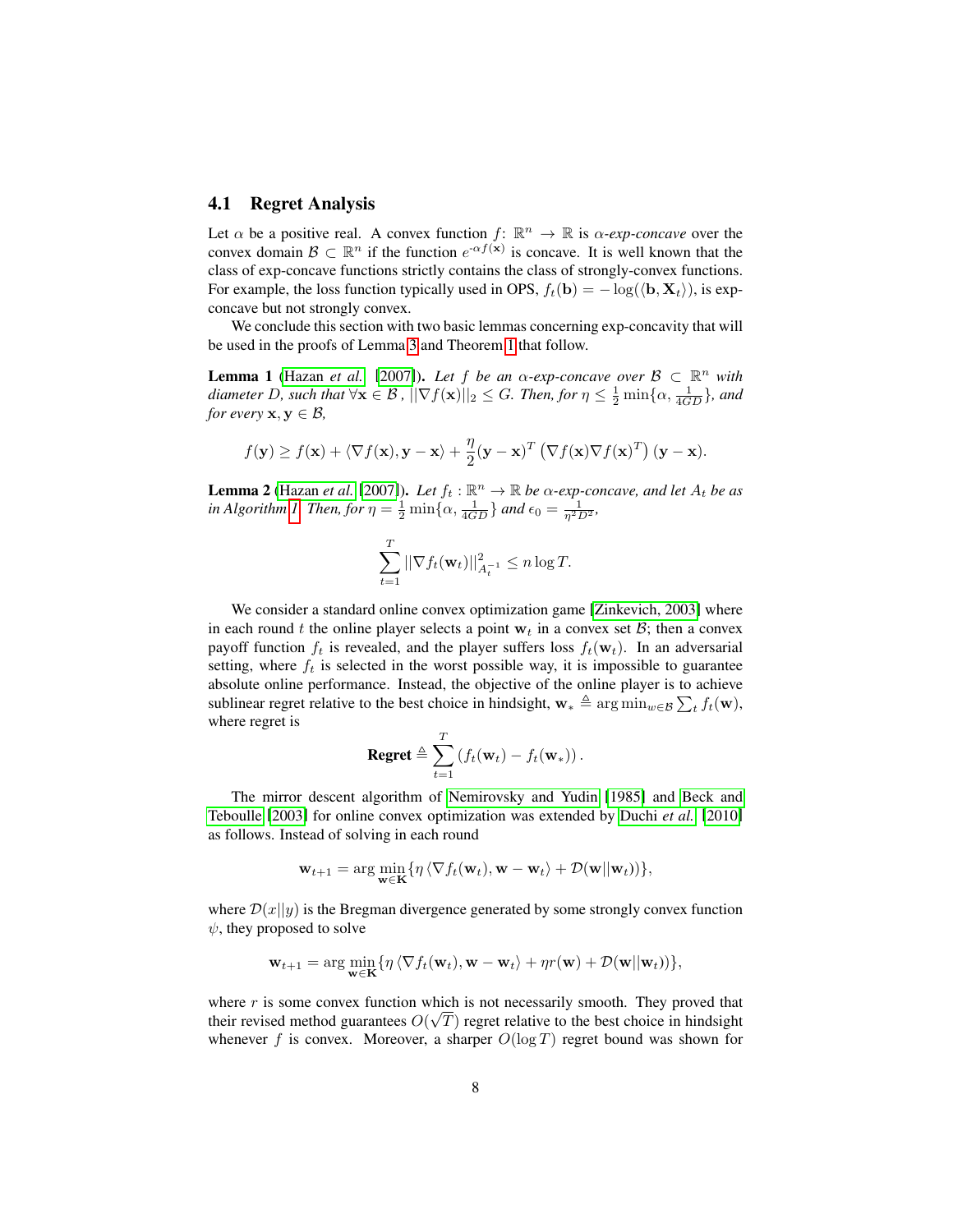### 4.1 Regret Analysis

Let $\alpha$ be a positive real. A convex function $f\colon \mathbb{R}^n \to \mathbb{R}$ is *$\alpha$-exp-concave* over the convex domain $\mathcal{B} \subset \mathbb{R}^n$ if the function $e^{-\alpha f(\mathbf{x})}$ is concave. It is well known that the class of exp-concave functions strictly contains the class of strongly-convex functions. For example, the loss function typically used in OPS, $f_t(\mathbf{b}) = -\log(\langle \mathbf{b}, \mathbf{X}_t \rangle)$, is exp-concave but not strongly convex.

We conclude this section with two basic lemmas concerning exp-concavity that will be used in the proofs of Lemma 3 and Theorem 1 that follow.

**Lemma 1** (Hazan *et al.* [2007]). *Let $f$ be an $\alpha$-exp-concave over $\mathcal{B} \subset \mathbb{R}^n$ with diameter $D$, such that $\forall \mathbf{x} \in \mathcal{B}$ , $||\nabla f(\mathbf{x})||_2 \leq G$. Then, for $\eta \leq \frac{1}{2}\min\{\alpha, \frac{1}{4GD}\}$, and for every $\mathbf{x}, \mathbf{y} \in \mathcal{B}$,*

$$f(\mathbf{y}) \geq f(\mathbf{x}) + \langle \nabla f(\mathbf{x}), \mathbf{y} - \mathbf{x} \rangle + \frac{\eta}{2}(\mathbf{y} - \mathbf{x})^T \left(\nabla f(\mathbf{x}) \nabla f(\mathbf{x})^T\right)(\mathbf{y} - \mathbf{x}).$$

**Lemma 2** (Hazan *et al.* [2007]). *Let $f_t : \mathbb{R}^n \to \mathbb{R}$ be $\alpha$-exp-concave, and let $A_t$ be as in Algorithm 1. Then, for $\eta = \frac{1}{2}\min\{\alpha, \frac{1}{4GD}\}$ and $\epsilon_0 = \frac{1}{\eta^2 D^2}$,*

$$\sum_{t=1}^{T} ||\nabla f_t(\mathbf{w}_t)||^2_{A_t^{-1}} \leq n \log T.$$

We consider a standard online convex optimization game [Zinkevich, 2003] where in each round $t$ the online player selects a point $\mathbf{w}_t$ in a convex set $\mathcal{B}$; then a convex payoff function $f_t$ is revealed, and the player suffers loss $f_t(\mathbf{w}_t)$. In an adversarial setting, where $f_t$ is selected in the worst possible way, it is impossible to guarantee absolute online performance. Instead, the objective of the online player is to achieve sublinear regret relative to the best choice in hindsight, $\mathbf{w}_* \triangleq \arg\min_{w \in \mathcal{B}} \sum_t f_t(\mathbf{w})$, where regret is

$$\textbf{Regret} \triangleq \sum_{t=1}^{T} \left(f_t(\mathbf{w}_t) - f_t(\mathbf{w}_*)\right).$$

The mirror descent algorithm of Nemirovsky and Yudin [1985] and Beck and Teboulle [2003] for online convex optimization was extended by Duchi *et al.* [2010] as follows. Instead of solving in each round

$$\mathbf{w}_{t+1} = \arg\min_{\mathbf{w} \in \mathbf{K}} \{\eta \langle \nabla f_t(\mathbf{w}_t), \mathbf{w} - \mathbf{w}_t \rangle + \mathcal{D}(\mathbf{w}||\mathbf{w}_t))\},$$

where $\mathcal{D}(x||y)$ is the Bregman divergence generated by some strongly convex function $\psi$, they proposed to solve

$$\mathbf{w}_{t+1} = \arg\min_{\mathbf{w} \in \mathbf{K}} \{\eta \langle \nabla f_t(\mathbf{w}_t), \mathbf{w} - \mathbf{w}_t \rangle + \eta r(\mathbf{w}) + \mathcal{D}(\mathbf{w}||\mathbf{w}_t))\},$$

where $r$ is some convex function which is not necessarily smooth. They proved that their revised method guarantees $O(\sqrt{T})$ regret relative to the best choice in hindsight whenever $f$ is convex. Moreover, a sharper $O(\log T)$ regret bound was shown for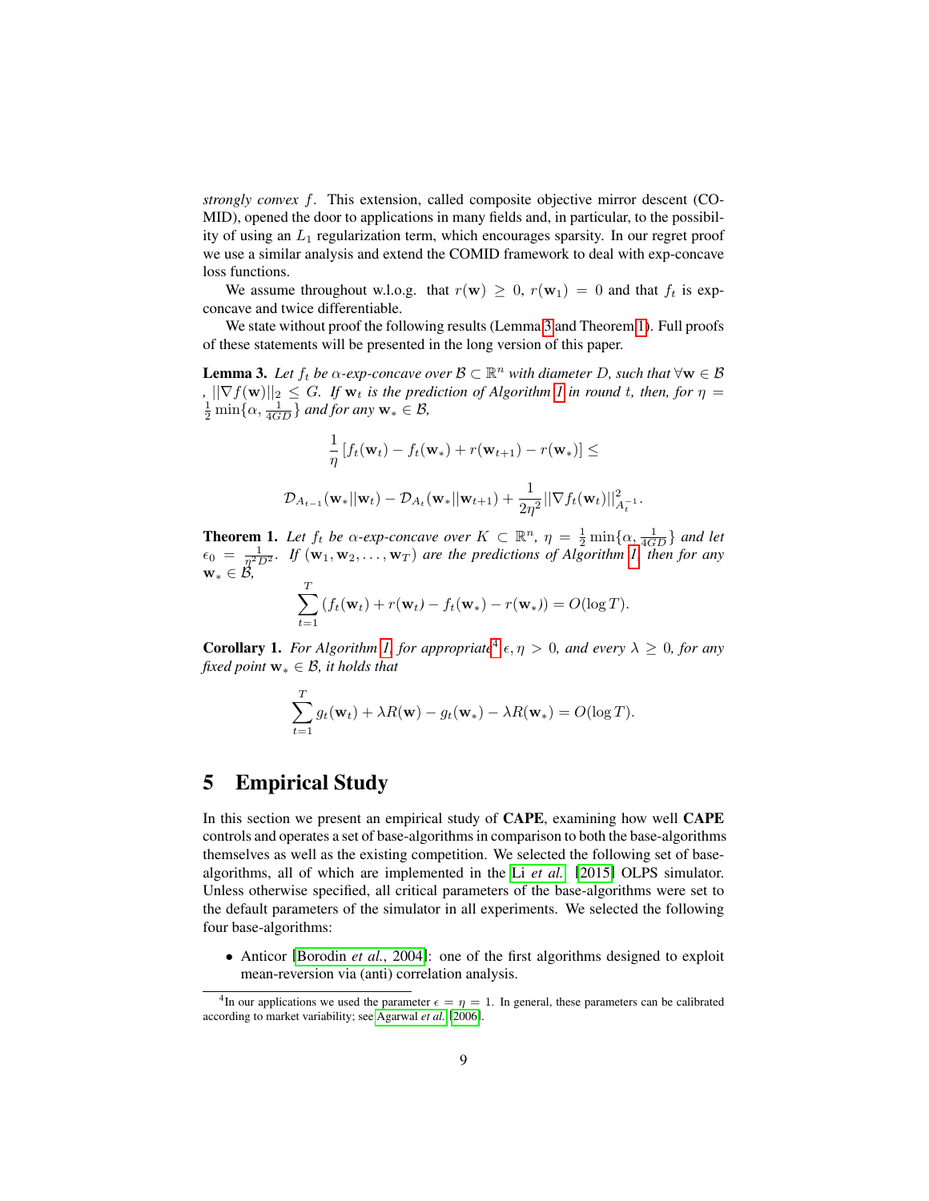*strongly convex* $f$. This extension, called composite objective mirror descent (COMID), opened the door to applications in many fields and, in particular, to the possibility of using an $L_1$ regularization term, which encourages sparsity. In our regret proof we use a similar analysis and extend the COMID framework to deal with exp-concave loss functions.

We assume throughout w.l.o.g. that $r(\mathbf{w}) \geq 0$, $r(\mathbf{w}_1) = 0$ and that $f_t$ is exp-concave and twice differentiable.

We state without proof the following results (Lemma 3 and Theorem 1). Full proofs of these statements will be presented in the long version of this paper.

**Lemma 3.** *Let $f_t$ be $\alpha$-exp-concave over $\mathcal{B} \subset \mathbb{R}^n$ with diameter $D$, such that $\forall \mathbf{w} \in \mathcal{B}$ , $||\nabla f(\mathbf{w})||_2 \leq G$. If $\mathbf{w}_t$ is the prediction of Algorithm 1 in round $t$, then, for $\eta = \frac{1}{2}\min\{\alpha, \frac{1}{4GD}\}$ and for any $\mathbf{w}_* \in \mathcal{B}$,*

$$\frac{1}{\eta}\left[f_t(\mathbf{w}_t) - f_t(\mathbf{w}_*) + r(\mathbf{w}_{t+1}) - r(\mathbf{w}_*)\right] \leq$$

$$\mathcal{D}_{A_{t-1}}(\mathbf{w}_*||\mathbf{w}_t) - \mathcal{D}_{A_t}(\mathbf{w}_*||\mathbf{w}_{t+1}) + \frac{1}{2\eta^2}||\nabla f_t(\mathbf{w}_t)||^2_{A_t^{-1}}.$$

**Theorem 1.** *Let $f_t$ be $\alpha$-exp-concave over $K \subset \mathbb{R}^n$, $\eta = \frac{1}{2}\min\{\alpha, \frac{1}{4GD}\}$ and let $\epsilon_0 = \frac{1}{\eta^2 D^2}$. If $(\mathbf{w}_1, \mathbf{w}_2, \ldots, \mathbf{w}_T)$ are the predictions of Algorithm 1, then for any $\mathbf{w}_* \in \mathcal{B}$,*

$$\sum_{t=1}^{T}\left(f_t(\mathbf{w}_t) + r(\mathbf{w}_t) - f_t(\mathbf{w}_*) - r(\mathbf{w}_*)\right) = O(\log T).$$

**Corollary 1.** *For Algorithm 1, for appropriate[4] $\epsilon, \eta > 0$, and every $\lambda \geq 0$, for any fixed point $\mathbf{w}_* \in \mathcal{B}$, it holds that*

$$\sum_{t=1}^{T} g_t(\mathbf{w}_t) + \lambda R(\mathbf{w}) - g_t(\mathbf{w}_*) - \lambda R(\mathbf{w}_*) = O(\log T).$$

# 5 Empirical Study

In this section we present an empirical study of **CAPE**, examining how well **CAPE** controls and operates a set of base-algorithms in comparison to both the base-algorithms themselves as well as the existing competition. We selected the following set of base-algorithms, all of which are implemented in the Li *et al.* [2015] OLPS simulator. Unless otherwise specified, all critical parameters of the base-algorithms were set to the default parameters of the simulator in all experiments. We selected the following four base-algorithms:

- Anticor [Borodin *et al.*, 2004]: one of the first algorithms designed to exploit mean-reversion via (anti) correlation analysis.

[4] In our applications we used the parameter $\epsilon = \eta = 1$. In general, these parameters can be calibrated according to market variability; see Agarwal *et al.* [2006].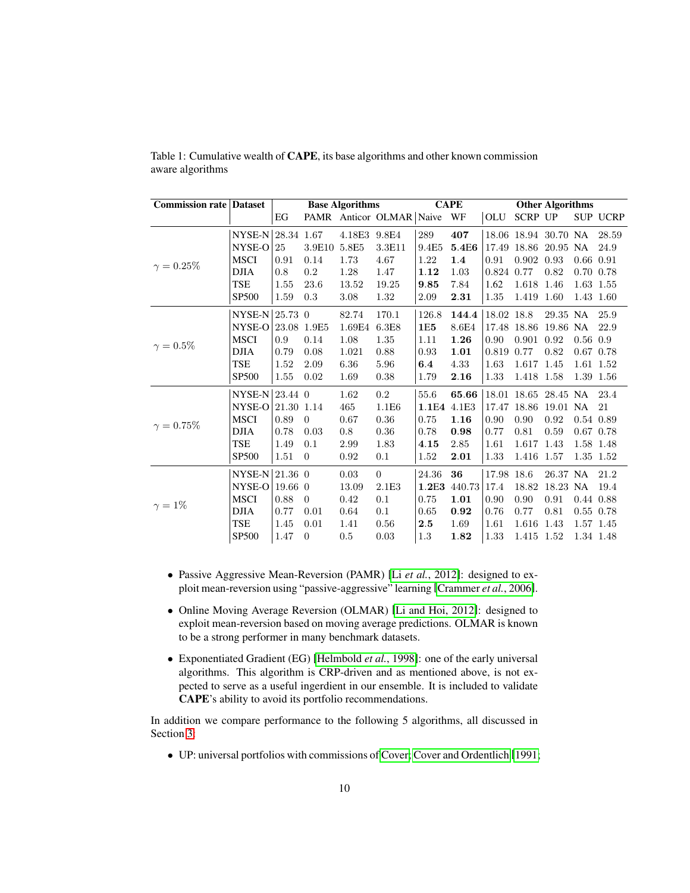Table 1: Cumulative wealth of **CAPE**, its base algorithms and other known commission aware algorithms

| Commission rate | Dataset | Base Algorithms | | | | CAPE | | Other Algorithms | | | | |
|---|---|---|---|---|---|---|---|---|---|---|---|---|
| | | EG | PAMR | Anticor | OLMAR | Naive | WF | OLU | SCRP | UP | SUP | UCRP |
| $\gamma = 0.25\%$ | NYSE-N | 28.34 | 1.67 | 4.18E3 | 9.8E4 | 289 | **407** | 18.06 | 18.94 | 30.70 | NA | 28.59 |
| | NYSE-O | 25 | 3.9E10 | 5.8E5 | 3.3E11 | 9.4E5 | **5.4E6** | 17.49 | 18.86 | 20.95 | NA | 24.9 |
| | MSCI | 0.91 | 0.14 | 1.73 | 4.67 | 1.22 | **1.4** | 0.91 | 0.902 | 0.93 | 0.66 | 0.91 |
| | DJIA | 0.8 | 0.2 | 1.28 | 1.47 | **1.12** | 1.03 | 0.824 | 0.77 | 0.82 | 0.70 | 0.78 |
| | TSE | 1.55 | 23.6 | 13.52 | 19.25 | **9.85** | 7.84 | 1.62 | 1.618 | 1.46 | 1.63 | 1.55 |
| | SP500 | 1.59 | 0.3 | 3.08 | 1.32 | 2.09 | **2.31** | 1.35 | 1.419 | 1.60 | 1.43 | 1.60 |
| $\gamma = 0.5\%$ | NYSE-N | 25.73 | 0 | 82.74 | 170.1 | 126.8 | **144.4** | 18.02 | 18.8 | 29.35 | NA | 25.9 |
| | NYSE-O | 23.08 | 1.9E5 | 1.69E4 | 6.3E8 | **1E5** | 8.6E4 | 17.48 | 18.86 | 19.86 | NA | 22.9 |
| | MSCI | 0.9 | 0.14 | 1.08 | 1.35 | 1.11 | **1.26** | 0.90 | 0.901 | 0.92 | 0.56 | 0.9 |
| | DJIA | 0.79 | 0.08 | 1.021 | 0.88 | 0.93 | **1.01** | 0.819 | 0.77 | 0.82 | 0.67 | 0.78 |
| | TSE | 1.52 | 2.09 | 6.36 | 5.96 | **6.4** | 4.33 | 1.63 | 1.617 | 1.45 | 1.61 | 1.52 |
| | SP500 | 1.55 | 0.02 | 1.69 | 0.38 | 1.79 | **2.16** | 1.33 | 1.418 | 1.58 | 1.39 | 1.56 |
| $\gamma = 0.75\%$ | NYSE-N | 23.44 | 0 | 1.62 | 0.2 | 55.6 | **65.66** | 18.01 | 18.65 | 28.45 | NA | 23.4 |
| | NYSE-O | 21.30 | 1.14 | 465 | 1.1E6 | **1.1E4** | 4.1E3 | 17.47 | 18.86 | 19.01 | NA | 21 |
| | MSCI | 0.89 | 0 | 0.67 | 0.36 | 0.75 | **1.16** | 0.90 | 0.90 | 0.92 | 0.54 | 0.89 |
| | DJIA | 0.78 | 0.03 | 0.8 | 0.36 | 0.78 | **0.98** | 0.77 | 0.81 | 0.59 | 0.67 | 0.78 |
| | TSE | 1.49 | 0.1 | 2.99 | 1.83 | **4.15** | 2.85 | 1.61 | 1.617 | 1.43 | 1.58 | 1.48 |
| | SP500 | 1.51 | 0 | 0.92 | 0.1 | 1.52 | **2.01** | 1.33 | 1.416 | 1.57 | 1.35 | 1.52 |
| $\gamma = 1\%$ | NYSE-N | 21.36 | 0 | 0.03 | 0 | 24.36 | **36** | 17.98 | 18.6 | 26.37 | NA | 21.2 |
| | NYSE-O | 19.66 | 0 | 13.09 | 2.1E3 | **1.2E3** | 440.73 | 17.4 | 18.82 | 18.23 | NA | 19.4 |
| | MSCI | 0.88 | 0 | 0.42 | 0.1 | 0.75 | **1.01** | 0.90 | 0.90 | 0.91 | 0.44 | 0.88 |
| | DJIA | 0.77 | 0.01 | 0.64 | 0.1 | 0.65 | **0.92** | 0.76 | 0.77 | 0.81 | 0.55 | 0.78 |
| | TSE | 1.45 | 0.01 | 1.41 | 0.56 | **2.5** | 1.69 | 1.61 | 1.616 | 1.43 | 1.57 | 1.45 |
| | SP500 | 1.47 | 0 | 0.5 | 0.03 | 1.3 | **1.82** | 1.33 | 1.415 | 1.52 | 1.34 | 1.48 |

- Passive Aggressive Mean-Reversion (PAMR) [Li *et al.*, 2012]: designed to exploit mean-reversion using "passive-aggressive" learning [Crammer *et al.*, 2006].
- Online Moving Average Reversion (OLMAR) [Li and Hoi, 2012]: designed to exploit mean-reversion based on moving average predictions. OLMAR is known to be a strong performer in many benchmark datasets.
- Exponentiated Gradient (EG) [Helmbold *et al.*, 1998]: one of the early universal algorithms. This algorithm is CRP-driven and as mentioned above, is not expected to serve as a useful ingerdient in our ensemble. It is included to validate **CAPE**'s ability to avoid its portfolio recommendations.

In addition we compare performance to the following 5 algorithms, all discussed in Section 3:

- UP: universal portfolios with commissions of Cover; Cover and Ordentlich [1991;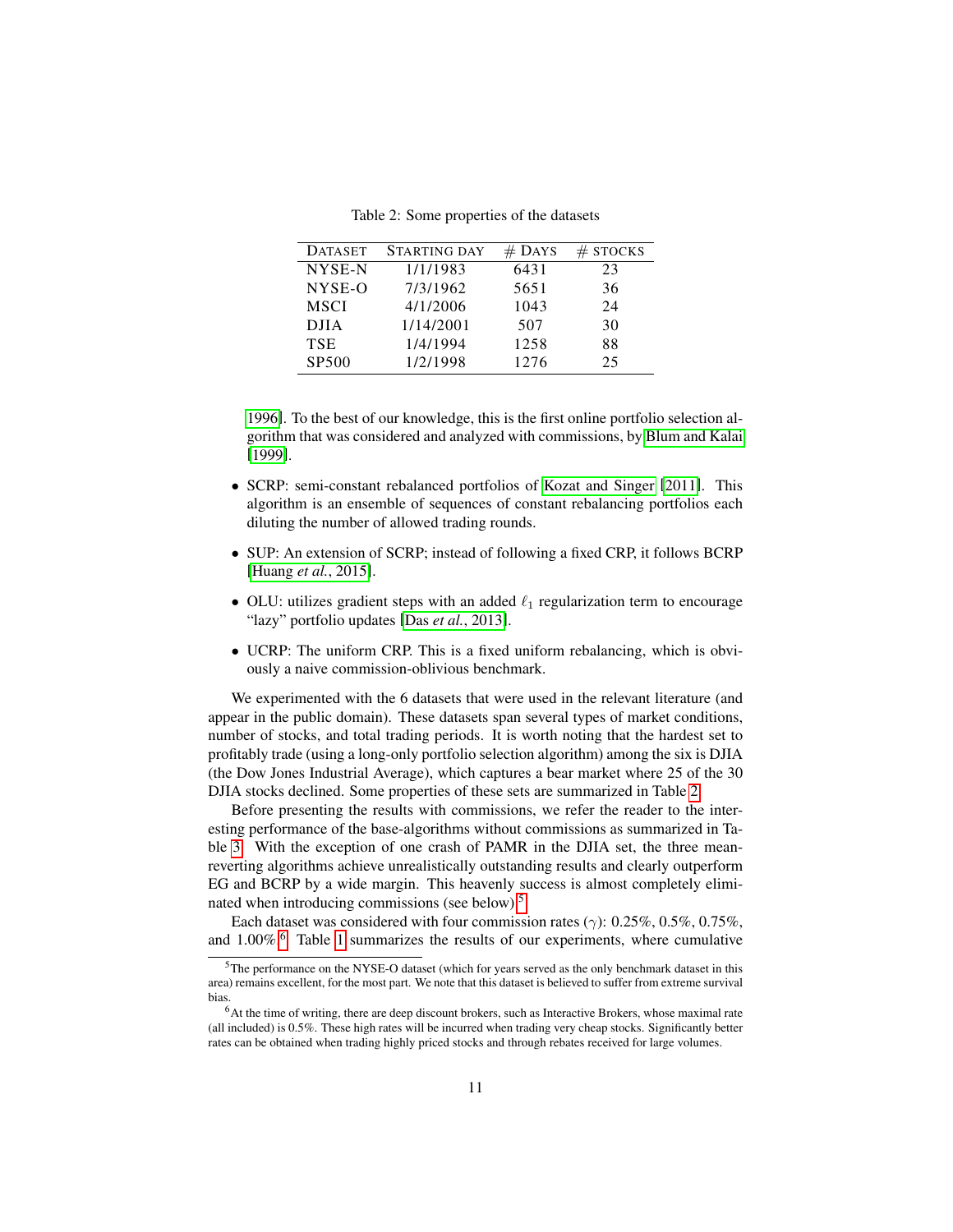Table 2: Some properties of the datasets

| DATASET | STARTING DAY | # DAYS | # STOCKS |
|---|---|---|---|
| NYSE-N | 1/1/1983 | 6431 | 23 |
| NYSE-O | 7/3/1962 | 5651 | 36 |
| MSCI | 4/1/2006 | 1043 | 24 |
| DJIA | 1/14/2001 | 507 | 30 |
| TSE | 1/4/1994 | 1258 | 88 |
| SP500 | 1/2/1998 | 1276 | 25 |

1996]. To the best of our knowledge, this is the first online portfolio selection algorithm that was considered and analyzed with commissions, by Blum and Kalai [1999].

- SCRP: semi-constant rebalanced portfolios of Kozat and Singer [2011]. This algorithm is an ensemble of sequences of constant rebalancing portfolios each diluting the number of allowed trading rounds.
- SUP: An extension of SCRP; instead of following a fixed CRP, it follows BCRP [Huang *et al.*, 2015].
- OLU: utilizes gradient steps with an added $\ell_1$ regularization term to encourage "lazy" portfolio updates [Das *et al.*, 2013].
- UCRP: The uniform CRP. This is a fixed uniform rebalancing, which is obviously a naive commission-oblivious benchmark.

We experimented with the 6 datasets that were used in the relevant literature (and appear in the public domain). These datasets span several types of market conditions, number of stocks, and total trading periods. It is worth noting that the hardest set to profitably trade (using a long-only portfolio selection algorithm) among the six is DJIA (the Dow Jones Industrial Average), which captures a bear market where 25 of the 30 DJIA stocks declined. Some properties of these sets are summarized in Table 2.

Before presenting the results with commissions, we refer the reader to the interesting performance of the base-algorithms without commissions as summarized in Table 3. With the exception of one crash of PAMR in the DJIA set, the three mean-reverting algorithms achieve unrealistically outstanding results and clearly outperform EG and BCRP by a wide margin. This heavenly success is almost completely eliminated when introducing commissions (see below).[5]

Each dataset was considered with four commission rates ($\gamma$): 0.25%, 0.5%, 0.75%, and 1.00%.[6] Table 1 summarizes the results of our experiments, where cumulative

[5] The performance on the NYSE-O dataset (which for years served as the only benchmark dataset in this area) remains excellent, for the most part. We note that this dataset is believed to suffer from extreme survival bias.

[6] At the time of writing, there are deep discount brokers, such as Interactive Brokers, whose maximal rate (all included) is 0.5%. These high rates will be incurred when trading very cheap stocks. Significantly better rates can be obtained when trading highly priced stocks and through rebates received for large volumes.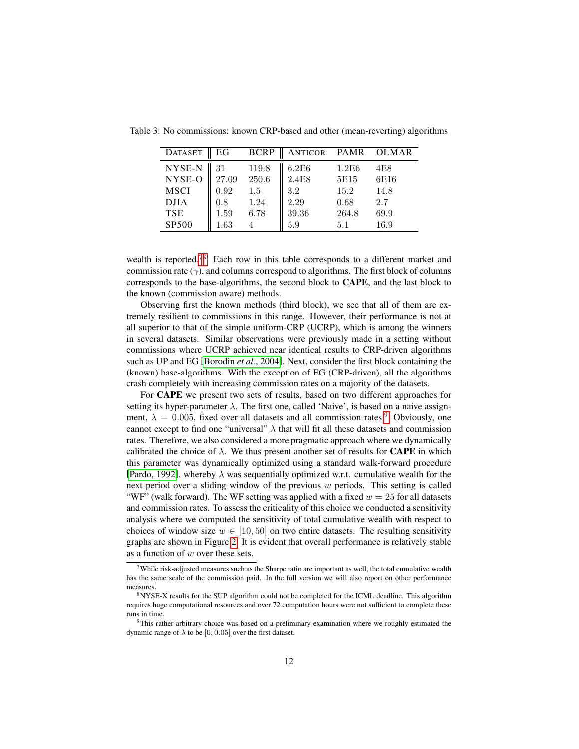Table 3: No commissions: known CRP-based and other (mean-reverting) algorithms

| DATASET | EG | BCRP | ANTICOR | PAMR | OLMAR |
|---|---|---|---|---|---|
| NYSE-N | 31 | 119.8 | 6.2E6 | 1.2E6 | 4E8 |
| NYSE-O | 27.09 | 250.6 | 2.4E8 | 5E15 | 6E16 |
| MSCI | 0.92 | 1.5 | 3.2 | 15.2 | 14.8 |
| DJIA | 0.8 | 1.24 | 2.29 | 0.68 | 2.7 |
| TSE | 1.59 | 6.78 | 39.36 | 264.8 | 69.9 |
| SP500 | 1.63 | 4 | 5.9 | 5.1 | 16.9 |

wealth is reported.[7][8] Each row in this table corresponds to a different market and commission rate ($\gamma$), and columns correspond to algorithms. The first block of columns corresponds to the base-algorithms, the second block to **CAPE**, and the last block to the known (commission aware) methods.

Observing first the known methods (third block), we see that all of them are extremely resilient to commissions in this range. However, their performance is not at all superior to that of the simple uniform-CRP (UCRP), which is among the winners in several datasets. Similar observations were previously made in a setting without commissions where UCRP achieved near identical results to CRP-driven algorithms such as UP and EG [Borodin *et al.*, 2004]. Next, consider the first block containing the (known) base-algorithms. With the exception of EG (CRP-driven), all the algorithms crash completely with increasing commission rates on a majority of the datasets.

For **CAPE** we present two sets of results, based on two different approaches for setting its hyper-parameter $\lambda$. The first one, called 'Naive', is based on a naive assignment, $\lambda = 0.005$, fixed over all datasets and all commission rates.[9] Obviously, one cannot except to find one "universal" $\lambda$ that will fit all these datasets and commission rates. Therefore, we also considered a more pragmatic approach where we dynamically calibrated the choice of $\lambda$. We thus present another set of results for **CAPE** in which this parameter was dynamically optimized using a standard walk-forward procedure [Pardo, 1992], whereby $\lambda$ was sequentially optimized w.r.t. cumulative wealth for the next period over a sliding window of the previous $w$ periods. This setting is called "WF" (walk forward). The WF setting was applied with a fixed $w = 25$ for all datasets and commission rates. To assess the criticality of this choice we conducted a sensitivity analysis where we computed the sensitivity of total cumulative wealth with respect to choices of window size $w \in [10, 50]$ on two entire datasets. The resulting sensitivity graphs are shown in Figure 2. It is evident that overall performance is relatively stable as a function of $w$ over these sets.

[7] While risk-adjusted measures such as the Sharpe ratio are important as well, the total cumulative wealth has the same scale of the commission paid. In the full version we will also report on other performance measures.

[8] NYSE-X results for the SUP algorithm could not be completed for the ICML deadline. This algorithm requires huge computational resources and over 72 computation hours were not sufficient to complete these runs in time.

[9] This rather arbitrary choice was based on a preliminary examination where we roughly estimated the dynamic range of $\lambda$ to be $[0, 0.05]$ over the first dataset.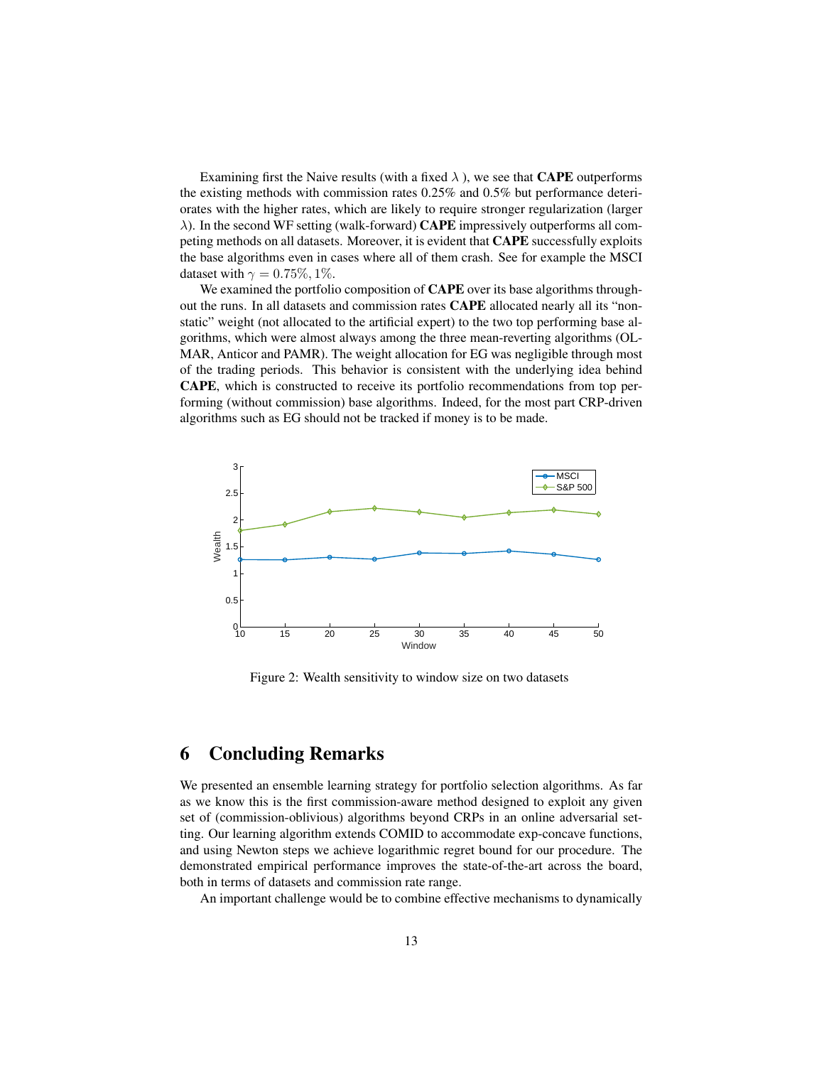Examining first the Naive results (with a fixed $\lambda$ ), we see that **CAPE** outperforms the existing methods with commission rates 0.25% and 0.5% but performance deteriorates with the higher rates, which are likely to require stronger regularization (larger $\lambda$). In the second WF setting (walk-forward) **CAPE** impressively outperforms all competing methods on all datasets. Moreover, it is evident that **CAPE** successfully exploits the base algorithms even in cases where all of them crash. See for example the MSCI dataset with $\gamma = 0.75\%, 1\%$.

We examined the portfolio composition of **CAPE** over its base algorithms throughout the runs. In all datasets and commission rates **CAPE** allocated nearly all its "non-static" weight (not allocated to the artificial expert) to the two top performing base algorithms, which were almost always among the three mean-reverting algorithms (OLMAR, Anticor and PAMR). The weight allocation for EG was negligible through most of the trading periods. This behavior is consistent with the underlying idea behind **CAPE**, which is constructed to receive its portfolio recommendations from top performing (without commission) base algorithms. Indeed, for the most part CRP-driven algorithms such as EG should not be tracked if money is to be made.

MSCI
S&P 500
Wealth
0
0.5
1
1.5
2
2.5
3
10
15
20
25
30
35
40
45
50
Window

Figure 2: Wealth sensitivity to window size on two datasets

# 6 Concluding Remarks

We presented an ensemble learning strategy for portfolio selection algorithms. As far as we know this is the first commission-aware method designed to exploit any given set of (commission-oblivious) algorithms beyond CRPs in an online adversarial setting. Our learning algorithm extends COMID to accommodate exp-concave functions, and using Newton steps we achieve logarithmic regret bound for our procedure. The demonstrated empirical performance improves the state-of-the-art across the board, both in terms of datasets and commission rate range.

An important challenge would be to combine effective mechanisms to dynamically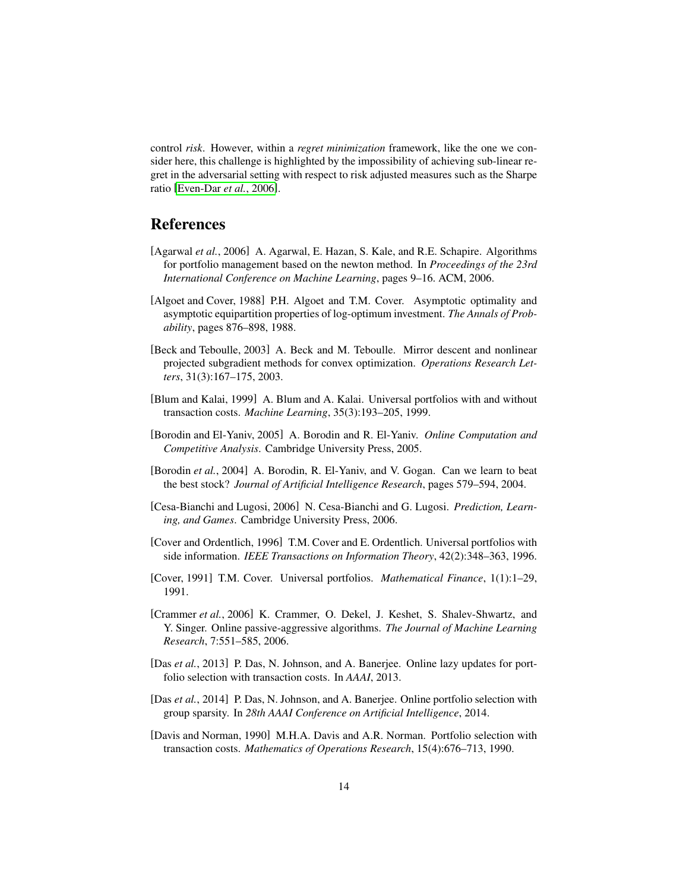control *risk*. However, within a *regret minimization* framework, like the one we consider here, this challenge is highlighted by the impossibility of achieving sub-linear regret in the adversarial setting with respect to risk adjusted measures such as the Sharpe ratio [Even-Dar *et al.*, 2006].

# References

[Agarwal *et al.*, 2006] A. Agarwal, E. Hazan, S. Kale, and R.E. Schapire. Algorithms for portfolio management based on the newton method. In *Proceedings of the 23rd International Conference on Machine Learning*, pages 9–16. ACM, 2006.

[Algoet and Cover, 1988] P.H. Algoet and T.M. Cover. Asymptotic optimality and asymptotic equipartition properties of log-optimum investment. *The Annals of Probability*, pages 876–898, 1988.

[Beck and Teboulle, 2003] A. Beck and M. Teboulle. Mirror descent and nonlinear projected subgradient methods for convex optimization. *Operations Research Letters*, 31(3):167–175, 2003.

[Blum and Kalai, 1999] A. Blum and A. Kalai. Universal portfolios with and without transaction costs. *Machine Learning*, 35(3):193–205, 1999.

[Borodin and El-Yaniv, 2005] A. Borodin and R. El-Yaniv. *Online Computation and Competitive Analysis*. Cambridge University Press, 2005.

[Borodin *et al.*, 2004] A. Borodin, R. El-Yaniv, and V. Gogan. Can we learn to beat the best stock? *Journal of Artificial Intelligence Research*, pages 579–594, 2004.

[Cesa-Bianchi and Lugosi, 2006] N. Cesa-Bianchi and G. Lugosi. *Prediction, Learning, and Games*. Cambridge University Press, 2006.

[Cover and Ordentlich, 1996] T.M. Cover and E. Ordentlich. Universal portfolios with side information. *IEEE Transactions on Information Theory*, 42(2):348–363, 1996.

[Cover, 1991] T.M. Cover. Universal portfolios. *Mathematical Finance*, 1(1):1–29, 1991.

[Crammer *et al.*, 2006] K. Crammer, O. Dekel, J. Keshet, S. Shalev-Shwartz, and Y. Singer. Online passive-aggressive algorithms. *The Journal of Machine Learning Research*, 7:551–585, 2006.

[Das *et al.*, 2013] P. Das, N. Johnson, and A. Banerjee. Online lazy updates for portfolio selection with transaction costs. In *AAAI*, 2013.

[Das *et al.*, 2014] P. Das, N. Johnson, and A. Banerjee. Online portfolio selection with group sparsity. In *28th AAAI Conference on Artificial Intelligence*, 2014.

[Davis and Norman, 1990] M.H.A. Davis and A.R. Norman. Portfolio selection with transaction costs. *Mathematics of Operations Research*, 15(4):676–713, 1990.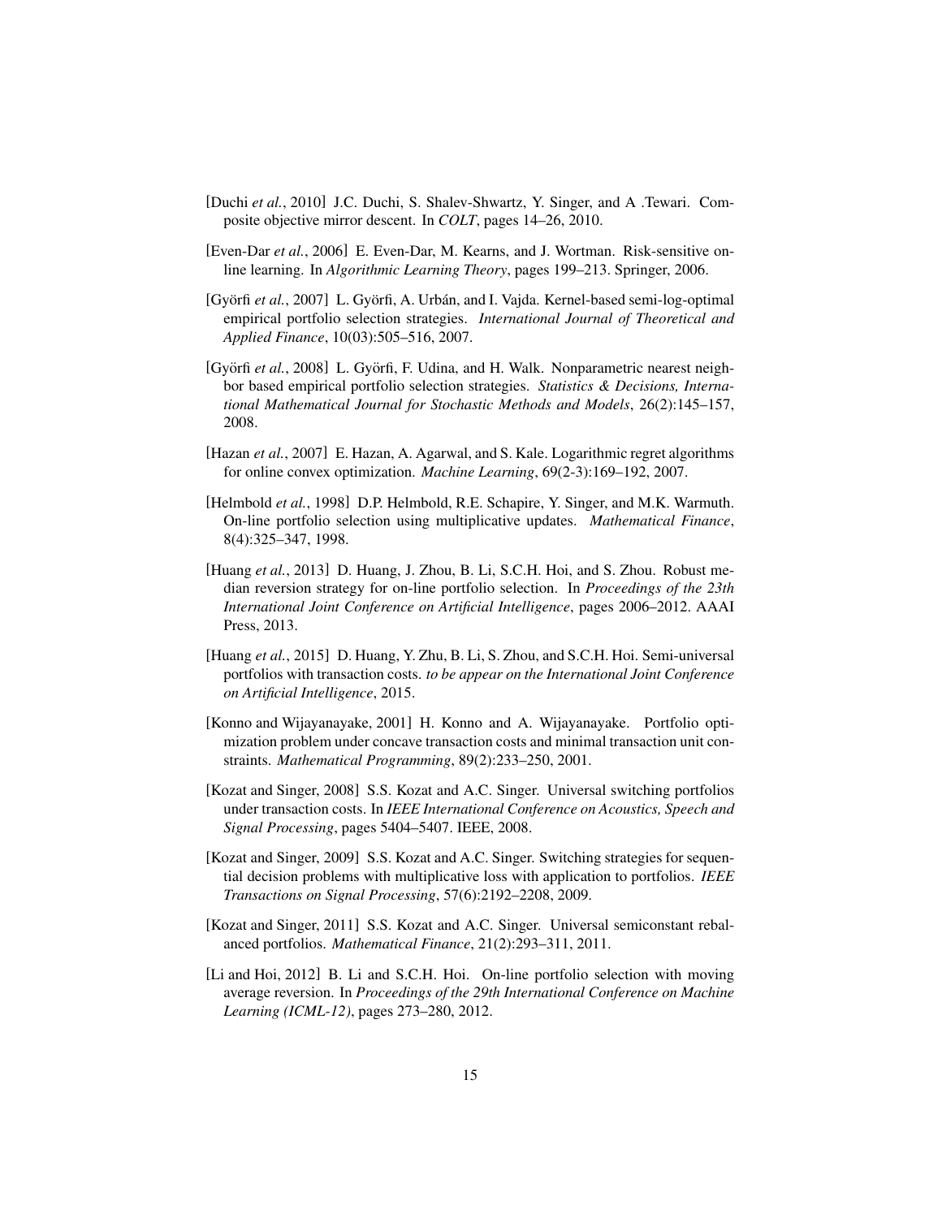[Duchi *et al.*, 2010] J.C. Duchi, S. Shalev-Shwartz, Y. Singer, and A .Tewari. Composite objective mirror descent. In *COLT*, pages 14–26, 2010.

[Even-Dar *et al.*, 2006] E. Even-Dar, M. Kearns, and J. Wortman. Risk-sensitive online learning. In *Algorithmic Learning Theory*, pages 199–213. Springer, 2006.

[Györfi *et al.*, 2007] L. Györfi, A. Urbán, and I. Vajda. Kernel-based semi-log-optimal empirical portfolio selection strategies. *International Journal of Theoretical and Applied Finance*, 10(03):505–516, 2007.

[Györfi *et al.*, 2008] L. Györfi, F. Udina, and H. Walk. Nonparametric nearest neighbor based empirical portfolio selection strategies. *Statistics & Decisions, International Mathematical Journal for Stochastic Methods and Models*, 26(2):145–157, 2008.

[Hazan *et al.*, 2007] E. Hazan, A. Agarwal, and S. Kale. Logarithmic regret algorithms for online convex optimization. *Machine Learning*, 69(2-3):169–192, 2007.

[Helmbold *et al.*, 1998] D.P. Helmbold, R.E. Schapire, Y. Singer, and M.K. Warmuth. On-line portfolio selection using multiplicative updates. *Mathematical Finance*, 8(4):325–347, 1998.

[Huang *et al.*, 2013] D. Huang, J. Zhou, B. Li, S.C.H. Hoi, and S. Zhou. Robust median reversion strategy for on-line portfolio selection. In *Proceedings of the 23th International Joint Conference on Artificial Intelligence*, pages 2006–2012. AAAI Press, 2013.

[Huang *et al.*, 2015] D. Huang, Y. Zhu, B. Li, S. Zhou, and S.C.H. Hoi. Semi-universal portfolios with transaction costs. *to be appear on the International Joint Conference on Artificial Intelligence*, 2015.

[Konno and Wijayanayake, 2001] H. Konno and A. Wijayanayake. Portfolio optimization problem under concave transaction costs and minimal transaction unit constraints. *Mathematical Programming*, 89(2):233–250, 2001.

[Kozat and Singer, 2008] S.S. Kozat and A.C. Singer. Universal switching portfolios under transaction costs. In *IEEE International Conference on Acoustics, Speech and Signal Processing*, pages 5404–5407. IEEE, 2008.

[Kozat and Singer, 2009] S.S. Kozat and A.C. Singer. Switching strategies for sequential decision problems with multiplicative loss with application to portfolios. *IEEE Transactions on Signal Processing*, 57(6):2192–2208, 2009.

[Kozat and Singer, 2011] S.S. Kozat and A.C. Singer. Universal semiconstant rebalanced portfolios. *Mathematical Finance*, 21(2):293–311, 2011.

[Li and Hoi, 2012] B. Li and S.C.H. Hoi. On-line portfolio selection with moving average reversion. In *Proceedings of the 29th International Conference on Machine Learning (ICML-12)*, pages 273–280, 2012.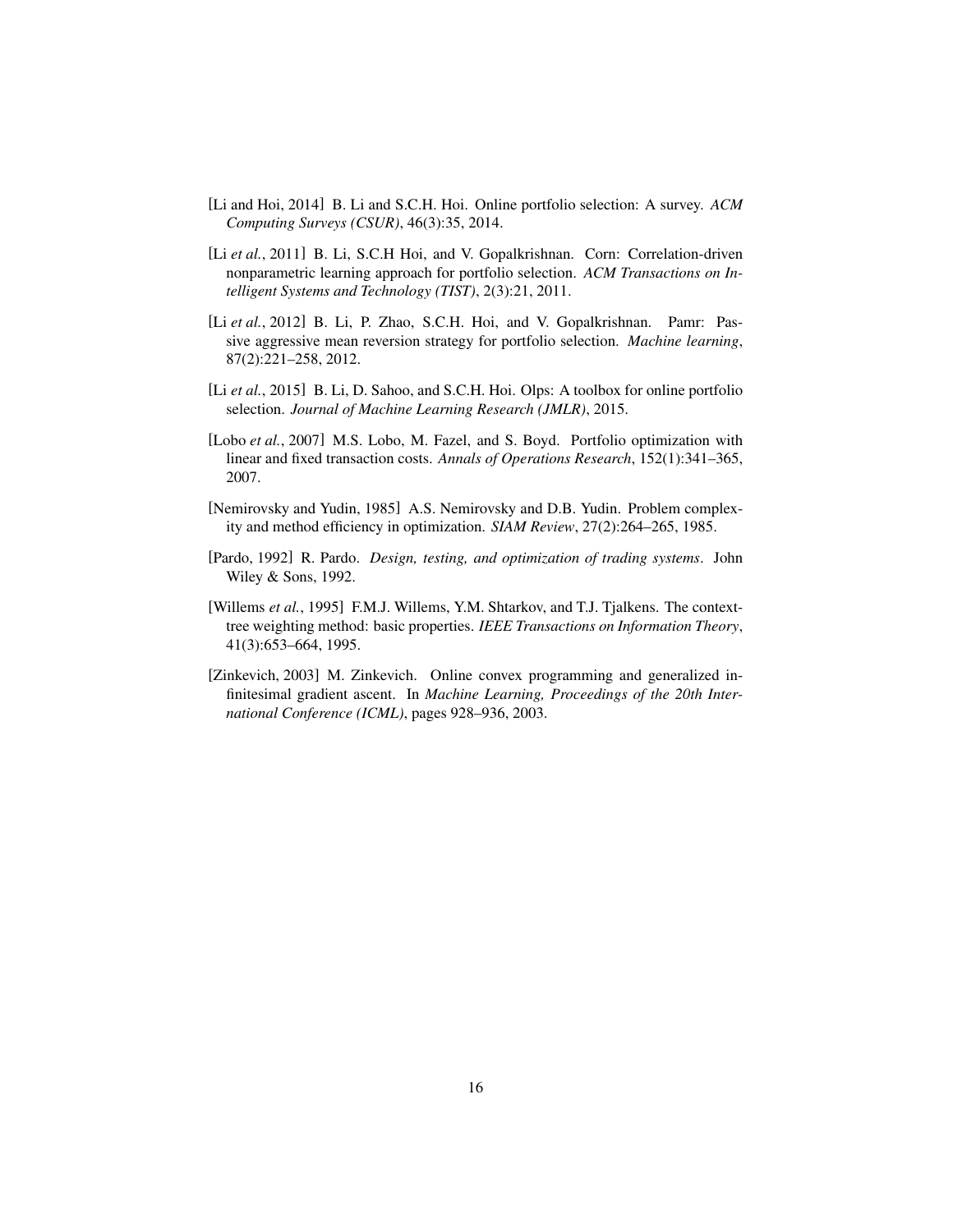[Li and Hoi, 2014] B. Li and S.C.H. Hoi. Online portfolio selection: A survey. *ACM Computing Surveys (CSUR)*, 46(3):35, 2014.

[Li *et al.*, 2011] B. Li, S.C.H Hoi, and V. Gopalkrishnan. Corn: Correlation-driven nonparametric learning approach for portfolio selection. *ACM Transactions on Intelligent Systems and Technology (TIST)*, 2(3):21, 2011.

[Li *et al.*, 2012] B. Li, P. Zhao, S.C.H. Hoi, and V. Gopalkrishnan. Pamr: Passive aggressive mean reversion strategy for portfolio selection. *Machine learning*, 87(2):221–258, 2012.

[Li *et al.*, 2015] B. Li, D. Sahoo, and S.C.H. Hoi. Olps: A toolbox for online portfolio selection. *Journal of Machine Learning Research (JMLR)*, 2015.

[Lobo *et al.*, 2007] M.S. Lobo, M. Fazel, and S. Boyd. Portfolio optimization with linear and fixed transaction costs. *Annals of Operations Research*, 152(1):341–365, 2007.

[Nemirovsky and Yudin, 1985] A.S. Nemirovsky and D.B. Yudin. Problem complexity and method efficiency in optimization. *SIAM Review*, 27(2):264–265, 1985.

[Pardo, 1992] R. Pardo. *Design, testing, and optimization of trading systems*. John Wiley & Sons, 1992.

[Willems *et al.*, 1995] F.M.J. Willems, Y.M. Shtarkov, and T.J. Tjalkens. The context-tree weighting method: basic properties. *IEEE Transactions on Information Theory*, 41(3):653–664, 1995.

[Zinkevich, 2003] M. Zinkevich. Online convex programming and generalized infinitesimal gradient ascent. In *Machine Learning, Proceedings of the 20th International Conference (ICML)*, pages 928–936, 2003.